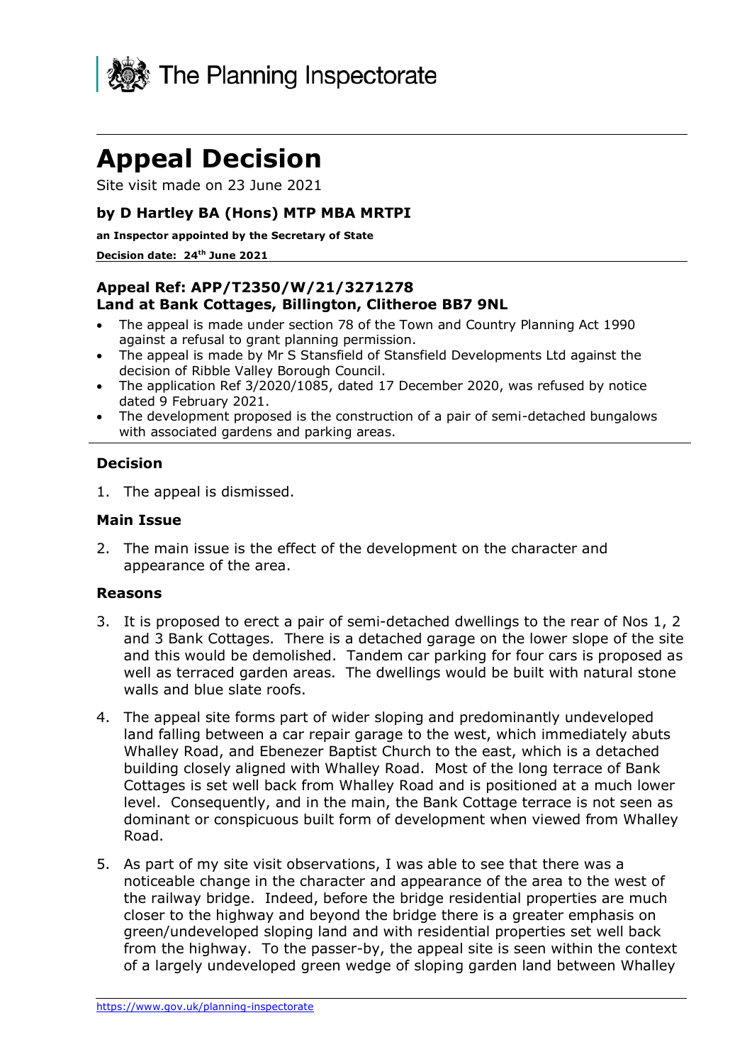The Planning Inspectorate

# Appeal Decision

Site visit made on 23 June 2021

### by D Hartley BA (Hons) MTP MBA MRTPI

**an Inspector appointed by the Secretary of State**

**Decision date: 24th June 2021**

### Appeal Ref: APP/T2350/W/21/3271278
### Land at Bank Cottages, Billington, Clitheroe BB7 9NL

- The appeal is made under section 78 of the Town and Country Planning Act 1990 against a refusal to grant planning permission.
- The appeal is made by Mr S Stansfield of Stansfield Developments Ltd against the decision of Ribble Valley Borough Council.
- The application Ref 3/2020/1085, dated 17 December 2020, was refused by notice dated 9 February 2021.
- The development proposed is the construction of a pair of semi-detached bungalows with associated gardens and parking areas.

### Decision

1. The appeal is dismissed.

### Main Issue

2. The main issue is the effect of the development on the character and appearance of the area.

### Reasons

3. It is proposed to erect a pair of semi-detached dwellings to the rear of Nos 1, 2 and 3 Bank Cottages. There is a detached garage on the lower slope of the site and this would be demolished. Tandem car parking for four cars is proposed as well as terraced garden areas. The dwellings would be built with natural stone walls and blue slate roofs.

4. The appeal site forms part of wider sloping and predominantly undeveloped land falling between a car repair garage to the west, which immediately abuts Whalley Road, and Ebenezer Baptist Church to the east, which is a detached building closely aligned with Whalley Road. Most of the long terrace of Bank Cottages is set well back from Whalley Road and is positioned at a much lower level. Consequently, and in the main, the Bank Cottage terrace is not seen as dominant or conspicuous built form of development when viewed from Whalley Road.

5. As part of my site visit observations, I was able to see that there was a noticeable change in the character and appearance of the area to the west of the railway bridge. Indeed, before the bridge residential properties are much closer to the highway and beyond the bridge there is a greater emphasis on green/undeveloped sloping land and with residential properties set well back from the highway. To the passer-by, the appeal site is seen within the context of a largely undeveloped green wedge of sloping garden land between Whalley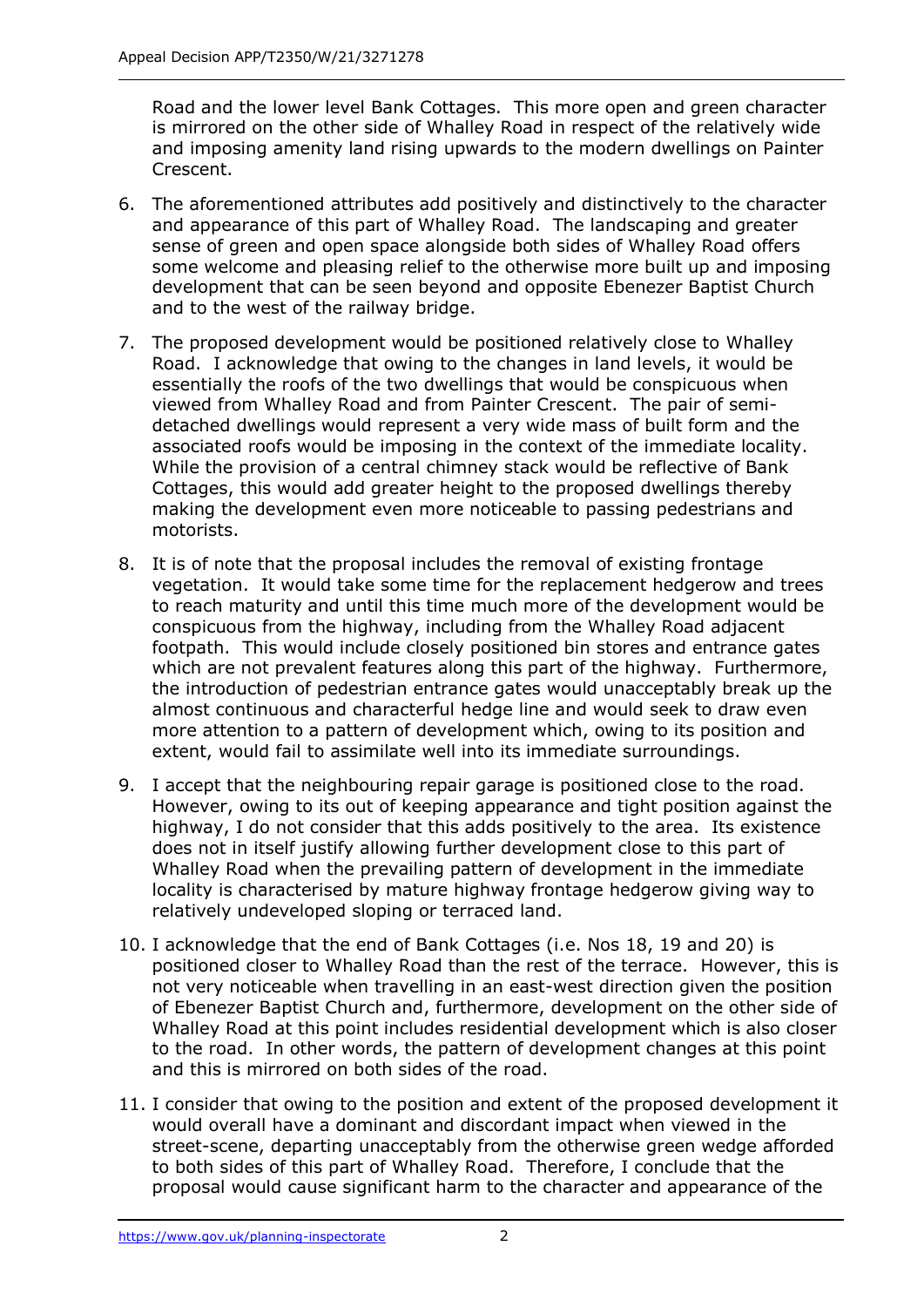Road and the lower level Bank Cottages. This more open and green character is mirrored on the other side of Whalley Road in respect of the relatively wide and imposing amenity land rising upwards to the modern dwellings on Painter Crescent.

6. The aforementioned attributes add positively and distinctively to the character and appearance of this part of Whalley Road. The landscaping and greater sense of green and open space alongside both sides of Whalley Road offers some welcome and pleasing relief to the otherwise more built up and imposing development that can be seen beyond and opposite Ebenezer Baptist Church and to the west of the railway bridge.

7. The proposed development would be positioned relatively close to Whalley Road. I acknowledge that owing to the changes in land levels, it would be essentially the roofs of the two dwellings that would be conspicuous when viewed from Whalley Road and from Painter Crescent. The pair of semi-detached dwellings would represent a very wide mass of built form and the associated roofs would be imposing in the context of the immediate locality. While the provision of a central chimney stack would be reflective of Bank Cottages, this would add greater height to the proposed dwellings thereby making the development even more noticeable to passing pedestrians and motorists.

8. It is of note that the proposal includes the removal of existing frontage vegetation. It would take some time for the replacement hedgerow and trees to reach maturity and until this time much more of the development would be conspicuous from the highway, including from the Whalley Road adjacent footpath. This would include closely positioned bin stores and entrance gates which are not prevalent features along this part of the highway. Furthermore, the introduction of pedestrian entrance gates would unacceptably break up the almost continuous and characterful hedge line and would seek to draw even more attention to a pattern of development which, owing to its position and extent, would fail to assimilate well into its immediate surroundings.

9. I accept that the neighbouring repair garage is positioned close to the road. However, owing to its out of keeping appearance and tight position against the highway, I do not consider that this adds positively to the area. Its existence does not in itself justify allowing further development close to this part of Whalley Road when the prevailing pattern of development in the immediate locality is characterised by mature highway frontage hedgerow giving way to relatively undeveloped sloping or terraced land.

10. I acknowledge that the end of Bank Cottages (i.e. Nos 18, 19 and 20) is positioned closer to Whalley Road than the rest of the terrace. However, this is not very noticeable when travelling in an east-west direction given the position of Ebenezer Baptist Church and, furthermore, development on the other side of Whalley Road at this point includes residential development which is also closer to the road. In other words, the pattern of development changes at this point and this is mirrored on both sides of the road.

11. I consider that owing to the position and extent of the proposed development it would overall have a dominant and discordant impact when viewed in the street-scene, departing unacceptably from the otherwise green wedge afforded to both sides of this part of Whalley Road. Therefore, I conclude that the proposal would cause significant harm to the character and appearance of the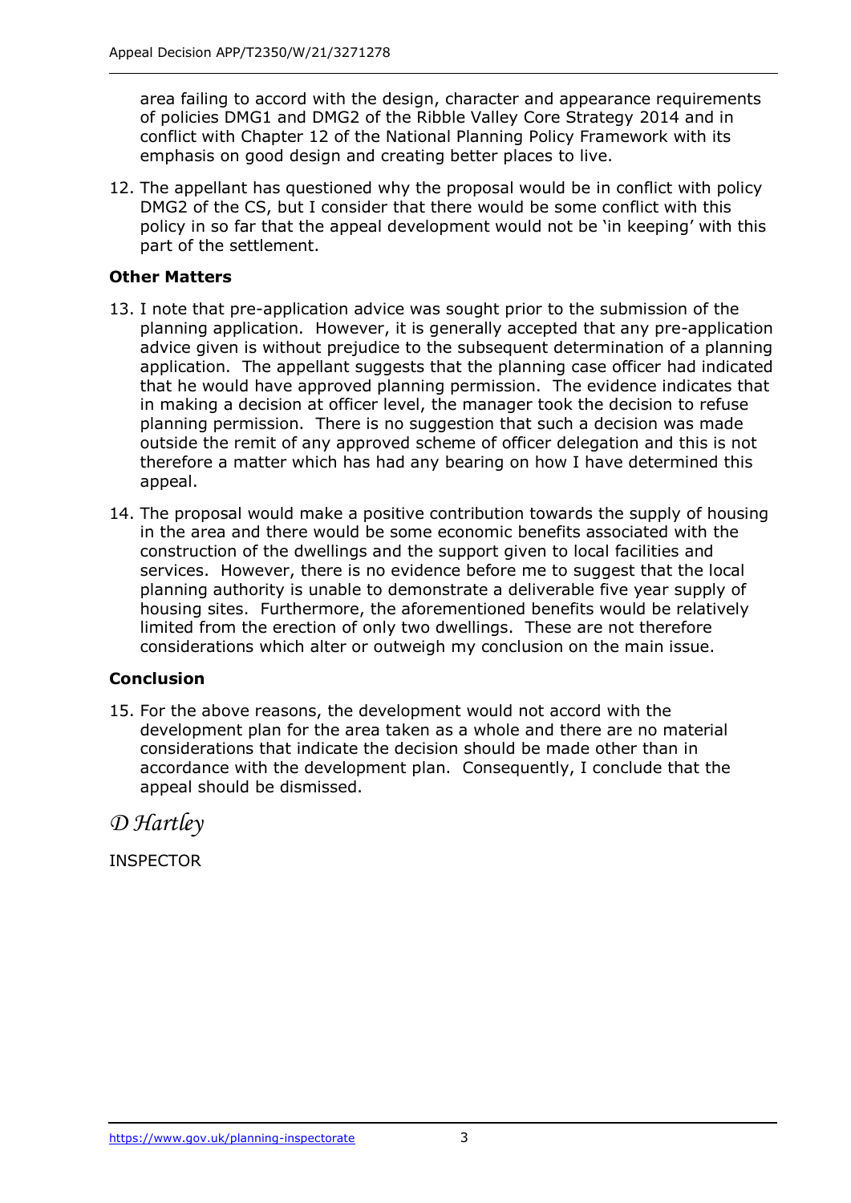area failing to accord with the design, character and appearance requirements of policies DMG1 and DMG2 of the Ribble Valley Core Strategy 2014 and in conflict with Chapter 12 of the National Planning Policy Framework with its emphasis on good design and creating better places to live.

12. The appellant has questioned why the proposal would be in conflict with policy DMG2 of the CS, but I consider that there would be some conflict with this policy in so far that the appeal development would not be 'in keeping' with this part of the settlement.

**Other Matters**

13. I note that pre-application advice was sought prior to the submission of the planning application. However, it is generally accepted that any pre-application advice given is without prejudice to the subsequent determination of a planning application. The appellant suggests that the planning case officer had indicated that he would have approved planning permission. The evidence indicates that in making a decision at officer level, the manager took the decision to refuse planning permission. There is no suggestion that such a decision was made outside the remit of any approved scheme of officer delegation and this is not therefore a matter which has had any bearing on how I have determined this appeal.

14. The proposal would make a positive contribution towards the supply of housing in the area and there would be some economic benefits associated with the construction of the dwellings and the support given to local facilities and services. However, there is no evidence before me to suggest that the local planning authority is unable to demonstrate a deliverable five year supply of housing sites. Furthermore, the aforementioned benefits would be relatively limited from the erection of only two dwellings. These are not therefore considerations which alter or outweigh my conclusion on the main issue.

**Conclusion**

15. For the above reasons, the development would not accord with the development plan for the area taken as a whole and there are no material considerations that indicate the decision should be made other than in accordance with the development plan. Consequently, I conclude that the appeal should be dismissed.

*D Hartley*

INSPECTOR